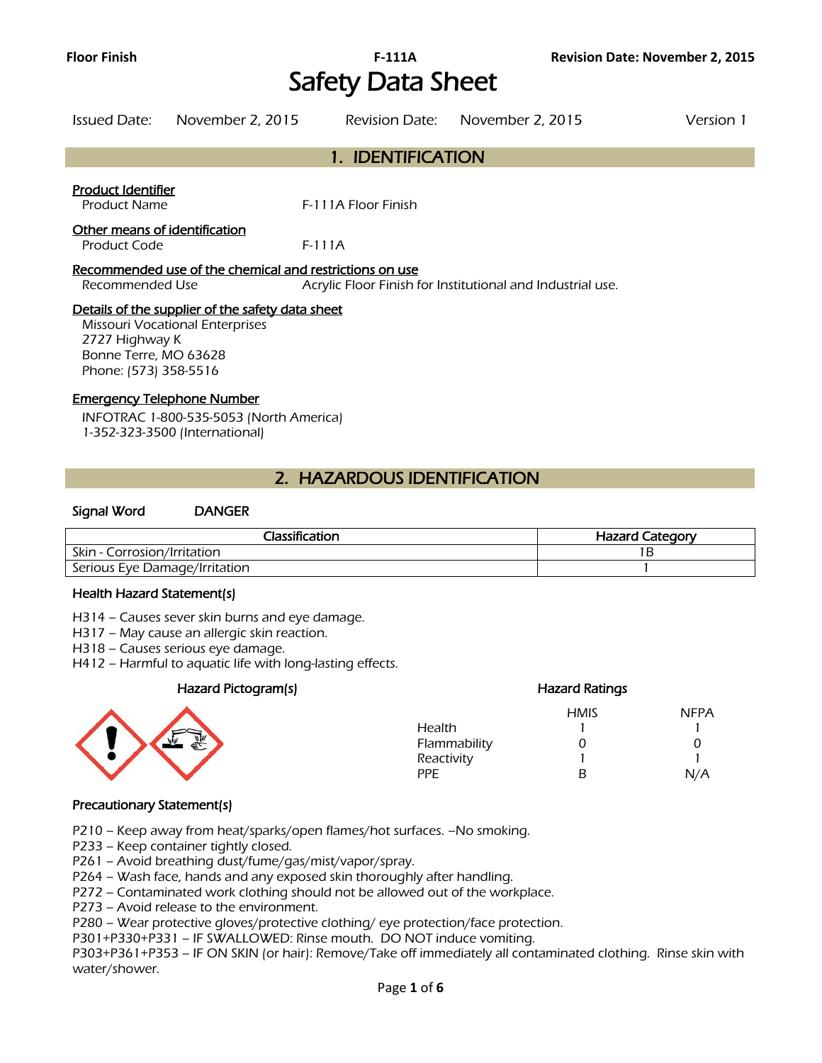# Safety Data Sheet

Issued Date: November 2, 2015 | Revision Date: November 2, 2015 | Version 1

## 1. IDENTIFICATION

**Product Identifier**

Product Name: F-111A Floor Finish

**Other means of identification**

Product Code: F-111A

**Recommended use of the chemical and restrictions on use**

Recommended Use: Acrylic Floor Finish for Institutional and Industrial use.

**Details of the supplier of the safety data sheet**

Missouri Vocational Enterprises
2727 Highway K
Bonne Terre, MO 63628
Phone: (573) 358-5516

**Emergency Telephone Number**

INFOTRAC 1-800-535-5053 (North America)
1-352-323-3500 (International)

## 2. HAZARDOUS IDENTIFICATION

**Signal Word** DANGER

| Classification | Hazard Category |
|---|---|
| Skin - Corrosion/Irritation | 1B |
| Serious Eye Damage/Irritation | 1 |

**Health Hazard Statement(s)**

H314 – Causes sever skin burns and eye damage.
H317 – May cause an allergic skin reaction.
H318 – Causes serious eye damage.
H412 – Harmful to aquatic life with long-lasting effects.

**Hazard Pictogram(s)**

**Hazard Ratings**

| | HMIS | NFPA |
|---|---|---|
| Health | 1 | 1 |
| Flammability | 0 | 0 |
| Reactivity | 1 | 1 |
| PPE | B | N/A |

**Precautionary Statement(s)**

P210 – Keep away from heat/sparks/open flames/hot surfaces. –No smoking.
P233 – Keep container tightly closed.
P261 – Avoid breathing dust/fume/gas/mist/vapor/spray.
P264 – Wash face, hands and any exposed skin thoroughly after handling.
P272 – Contaminated work clothing should not be allowed out of the workplace.
P273 – Avoid release to the environment.
P280 – Wear protective gloves/protective clothing/ eye protection/face protection.
P301+P330+P331 – IF SWALLOWED: Rinse mouth. DO NOT induce vomiting.
P303+P361+P353 – IF ON SKIN (or hair): Remove/Take off immediately all contaminated clothing. Rinse skin with water/shower.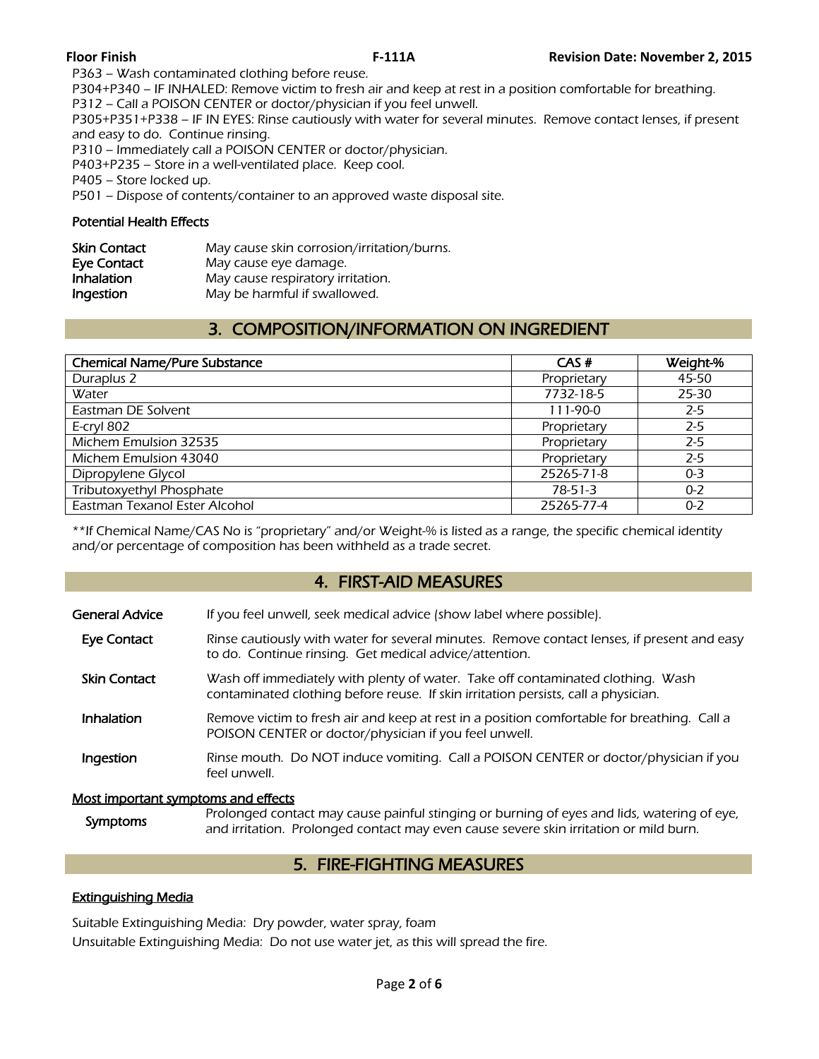P363 – Wash contaminated clothing before reuse.
P304+P340 – IF INHALED: Remove victim to fresh air and keep at rest in a position comfortable for breathing.
P312 – Call a POISON CENTER or doctor/physician if you feel unwell.
P305+P351+P338 – IF IN EYES: Rinse cautiously with water for several minutes. Remove contact lenses, if present and easy to do. Continue rinsing.
P310 – Immediately call a POISON CENTER or doctor/physician.
P403+P235 – Store in a well-ventilated place. Keep cool.
P405 – Store locked up.
P501 – Dispose of contents/container to an approved waste disposal site.

### Potential Health Effects

| | |
|---|---|
| **Skin Contact** | May cause skin corrosion/irritation/burns. |
| **Eye Contact** | May cause eye damage. |
| **Inhalation** | May cause respiratory irritation. |
| **Ingestion** | May be harmful if swallowed. |

## 3. COMPOSITION/INFORMATION ON INGREDIENT

| Chemical Name/Pure Substance | CAS # | Weight-% |
|---|---|---|
| Duraplus 2 | Proprietary | 45-50 |
| Water | 7732-18-5 | 25-30 |
| Eastman DE Solvent | 111-90-0 | 2-5 |
| E-cryl 802 | Proprietary | 2-5 |
| Michem Emulsion 32535 | Proprietary | 2-5 |
| Michem Emulsion 43040 | Proprietary | 2-5 |
| Dipropylene Glycol | 25265-71-8 | 0-3 |
| Tributoxyethyl Phosphate | 78-51-3 | 0-2 |
| Eastman Texanol Ester Alcohol | 25265-77-4 | 0-2 |

**If Chemical Name/CAS No is "proprietary" and/or Weight-% is listed as a range, the specific chemical identity and/or percentage of composition has been withheld as a trade secret.

## 4. FIRST-AID MEASURES

| | |
|---|---|
| **General Advice** | If you feel unwell, seek medical advice (show label where possible). |
| **Eye Contact** | Rinse cautiously with water for several minutes. Remove contact lenses, if present and easy to do. Continue rinsing. Get medical advice/attention. |
| **Skin Contact** | Wash off immediately with plenty of water. Take off contaminated clothing. Wash contaminated clothing before reuse. If skin irritation persists, call a physician. |
| **Inhalation** | Remove victim to fresh air and keep at rest in a position comfortable for breathing. Call a POISON CENTER or doctor/physician if you feel unwell. |
| **Ingestion** | Rinse mouth. Do NOT induce vomiting. Call a POISON CENTER or doctor/physician if you feel unwell. |

#### Most important symptoms and effects

| | |
|---|---|
| **Symptoms** | Prolonged contact may cause painful stinging or burning of eyes and lids, watering of eye, and irritation. Prolonged contact may even cause severe skin irritation or mild burn. |

## 5. FIRE-FIGHTING MEASURES

#### Extinguishing Media

Suitable Extinguishing Media: Dry powder, water spray, foam

Unsuitable Extinguishing Media: Do not use water jet, as this will spread the fire.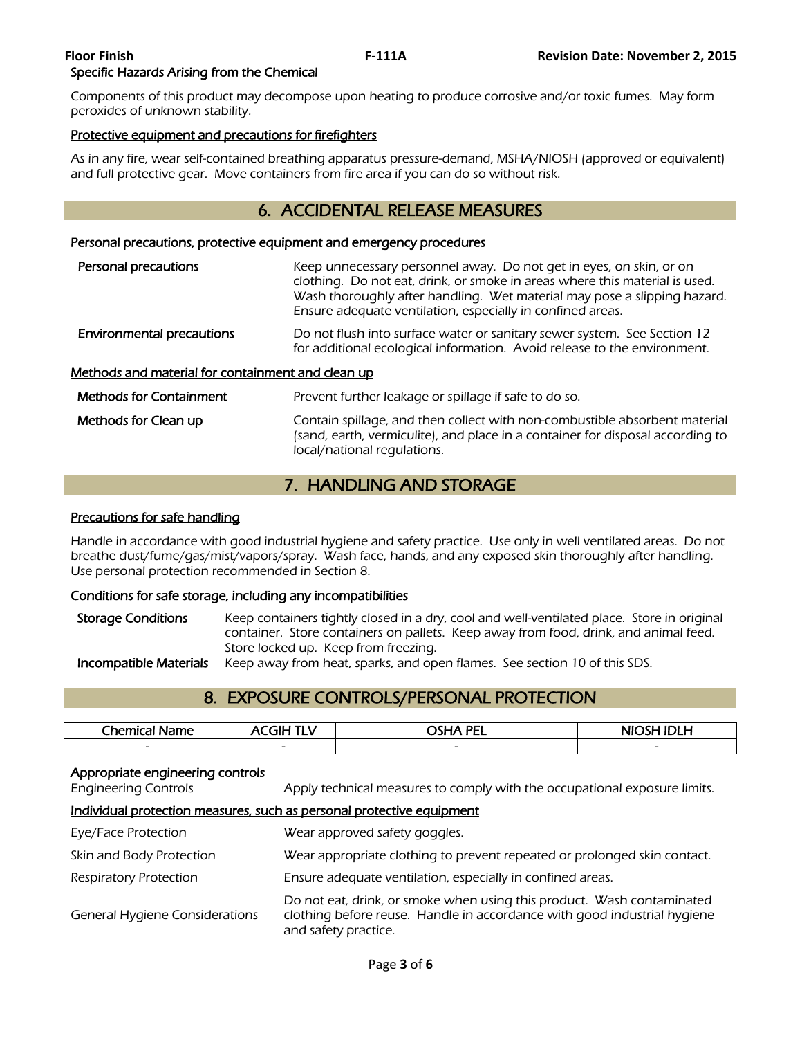### Specific Hazards Arising from the Chemical

Components of this product may decompose upon heating to produce corrosive and/or toxic fumes. May form peroxides of unknown stability.

### Protective equipment and precautions for firefighters

As in any fire, wear self-contained breathing apparatus pressure-demand, MSHA/NIOSH (approved or equivalent) and full protective gear. Move containers from fire area if you can do so without risk.

## 6. ACCIDENTAL RELEASE MEASURES

### Personal precautions, protective equipment and emergency procedures

**Personal precautions** — Keep unnecessary personnel away. Do not get in eyes, on skin, or on clothing. Do not eat, drink, or smoke in areas where this material is used. Wash thoroughly after handling. Wet material may pose a slipping hazard. Ensure adequate ventilation, especially in confined areas.

**Environmental precautions** — Do not flush into surface water or sanitary sewer system. See Section 12 for additional ecological information. Avoid release to the environment.

### Methods and material for containment and clean up

**Methods for Containment** — Prevent further leakage or spillage if safe to do so.

**Methods for Clean up** — Contain spillage, and then collect with non-combustible absorbent material (sand, earth, vermiculite), and place in a container for disposal according to local/national regulations.

## 7. HANDLING AND STORAGE

### Precautions for safe handling

Handle in accordance with good industrial hygiene and safety practice. Use only in well ventilated areas. Do not breathe dust/fume/gas/mist/vapors/spray. Wash face, hands, and any exposed skin thoroughly after handling. Use personal protection recommended in Section 8.

### Conditions for safe storage, including any incompatibilities

**Storage Conditions** — Keep containers tightly closed in a dry, cool and well-ventilated place. Store in original container. Store containers on pallets. Keep away from food, drink, and animal feed. Store locked up. Keep from freezing.

**Incompatible Materials** — Keep away from heat, sparks, and open flames. See section 10 of this SDS.

## 8. EXPOSURE CONTROLS/PERSONAL PROTECTION

| Chemical Name | ACGIH TLV | OSHA PEL | NIOSH IDLH |
|---|---|---|---|
| - | - | - | - |

### Appropriate engineering controls

Engineering Controls — Apply technical measures to comply with the occupational exposure limits.

### Individual protection measures, such as personal protective equipment

Eye/Face Protection — Wear approved safety goggles.

Skin and Body Protection — Wear appropriate clothing to prevent repeated or prolonged skin contact.

Respiratory Protection — Ensure adequate ventilation, especially in confined areas.

General Hygiene Considerations — Do not eat, drink, or smoke when using this product. Wash contaminated clothing before reuse. Handle in accordance with good industrial hygiene and safety practice.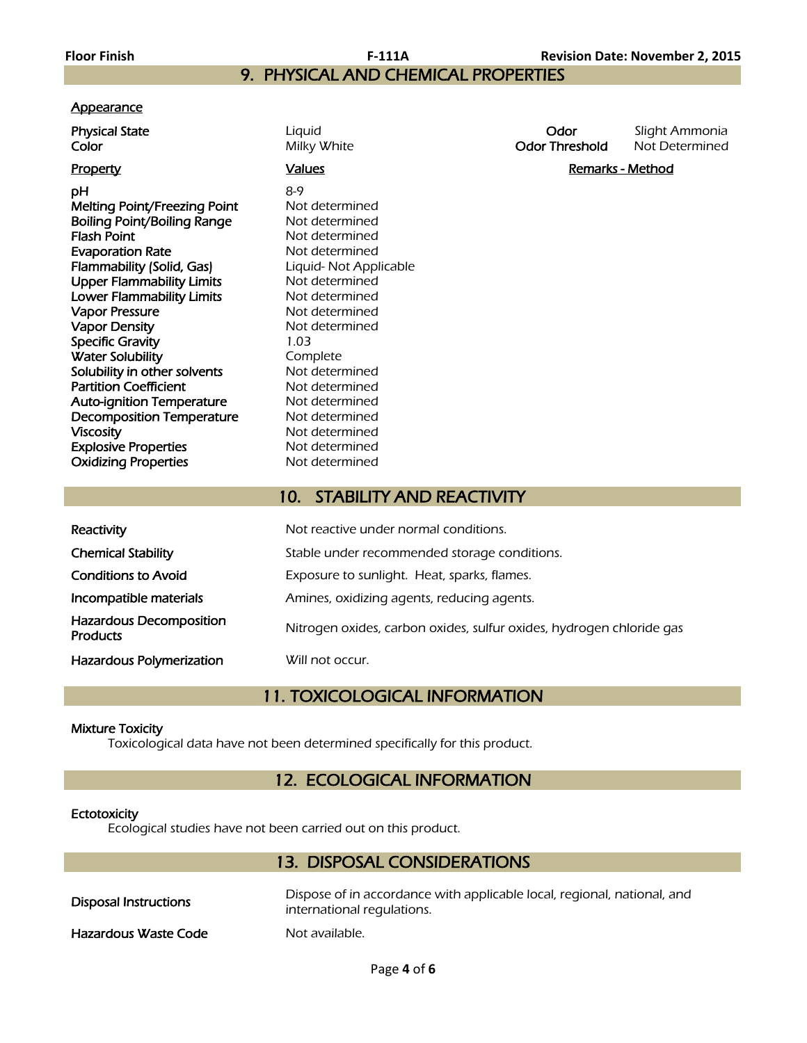## 9. PHYSICAL AND CHEMICAL PROPERTIES

**Appearance**

| | | | |
|---|---|---|---|
| **Physical State** | Liquid | **Odor** | Slight Ammonia |
| **Color** | Milky White | **Odor Threshold** | Not Determined |

| Property | Values | Remarks - Method |
|---|---|---|
| **pH** | 8-9 | |
| **Melting Point/Freezing Point** | Not determined | |
| **Boiling Point/Boiling Range** | Not determined | |
| **Flash Point** | Not determined | |
| **Evaporation Rate** | Not determined | |
| **Flammability (Solid, Gas)** | Liquid- Not Applicable | |
| **Upper Flammability Limits** | Not determined | |
| **Lower Flammability Limits** | Not determined | |
| **Vapor Pressure** | Not determined | |
| **Vapor Density** | Not determined | |
| **Specific Gravity** | 1.03 | |
| **Water Solubility** | Complete | |
| **Solubility in other solvents** | Not determined | |
| **Partition Coefficient** | Not determined | |
| **Auto-ignition Temperature** | Not determined | |
| **Decomposition Temperature** | Not determined | |
| **Viscosity** | Not determined | |
| **Explosive Properties** | Not determined | |
| **Oxidizing Properties** | Not determined | |

## 10. STABILITY AND REACTIVITY

| | |
|---|---|
| **Reactivity** | Not reactive under normal conditions. |
| **Chemical Stability** | Stable under recommended storage conditions. |
| **Conditions to Avoid** | Exposure to sunlight. Heat, sparks, flames. |
| **Incompatible materials** | Amines, oxidizing agents, reducing agents. |
| **Hazardous Decomposition Products** | Nitrogen oxides, carbon oxides, sulfur oxides, hydrogen chloride gas |
| **Hazardous Polymerization** | Will not occur. |

## 11. TOXICOLOGICAL INFORMATION

**Mixture Toxicity**

Toxicological data have not been determined specifically for this product.

## 12. ECOLOGICAL INFORMATION

**Ectotoxicity**

Ecological studies have not been carried out on this product.

## 13. DISPOSAL CONSIDERATIONS

| | |
|---|---|
| **Disposal Instructions** | Dispose of in accordance with applicable local, regional, national, and international regulations. |
| **Hazardous Waste Code** | Not available. |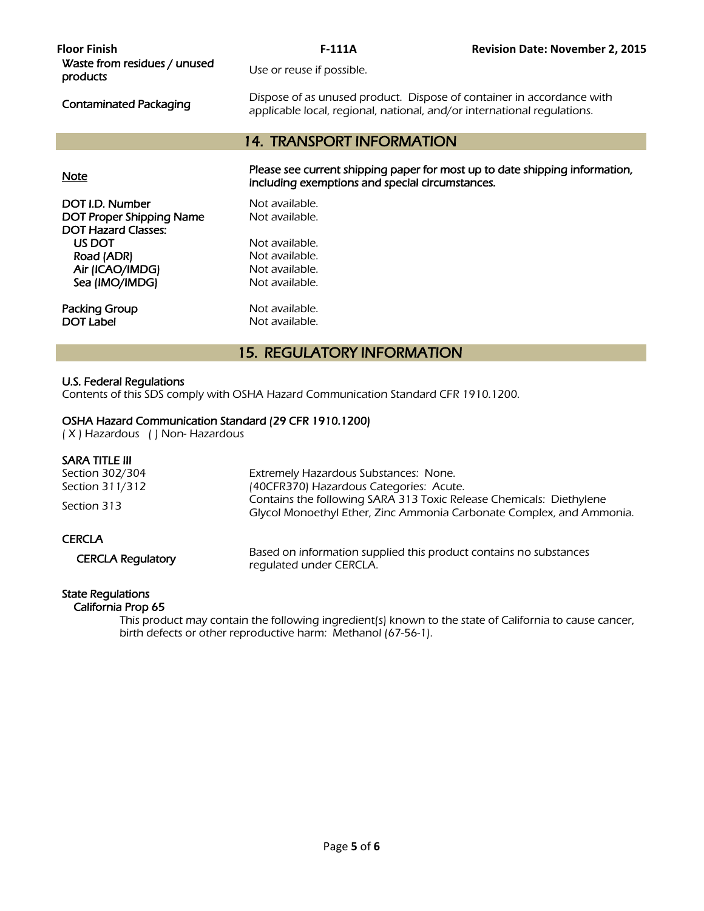| | |
|---|---|
| Waste from residues / unused products | Use or reuse if possible. |
| Contaminated Packaging | Dispose of as unused product. Dispose of container in accordance with applicable local, regional, national, and/or international regulations. |

## 14. TRANSPORT INFORMATION

| | |
|---|---|
| Note | **Please see current shipping paper for most up to date shipping information, including exemptions and special circumstances.** |
| DOT I.D. Number | Not available. |
| DOT Proper Shipping Name | Not available. |
| DOT Hazard Classes: | |
| US DOT | Not available. |
| Road (ADR) | Not available. |
| Air (ICAO/IMDG) | Not available. |
| Sea (IMO/IMDG) | Not available. |
| Packing Group | Not available. |
| DOT Label | Not available. |

## 15. REGULATORY INFORMATION

**U.S. Federal Regulations**

Contents of this SDS comply with OSHA Hazard Communication Standard CFR 1910.1200.

**OSHA Hazard Communication Standard (29 CFR 1910.1200)**

( X ) Hazardous ( ) Non- Hazardous

**SARA TITLE III**

| | |
|---|---|
| Section 302/304 | Extremely Hazardous Substances: None. |
| Section 311/312 | (40CFR370) Hazardous Categories: Acute. |
| Section 313 | Contains the following SARA 313 Toxic Release Chemicals: Diethylene Glycol Monoethyl Ether, Zinc Ammonia Carbonate Complex, and Ammonia. |

**CERCLA**

| | |
|---|---|
| CERCLA Regulatory | Based on information supplied this product contains no substances regulated under CERCLA. |

**State Regulations**

**California Prop 65**

This product may contain the following ingredient(s) known to the state of California to cause cancer, birth defects or other reproductive harm: Methanol (67-56-1).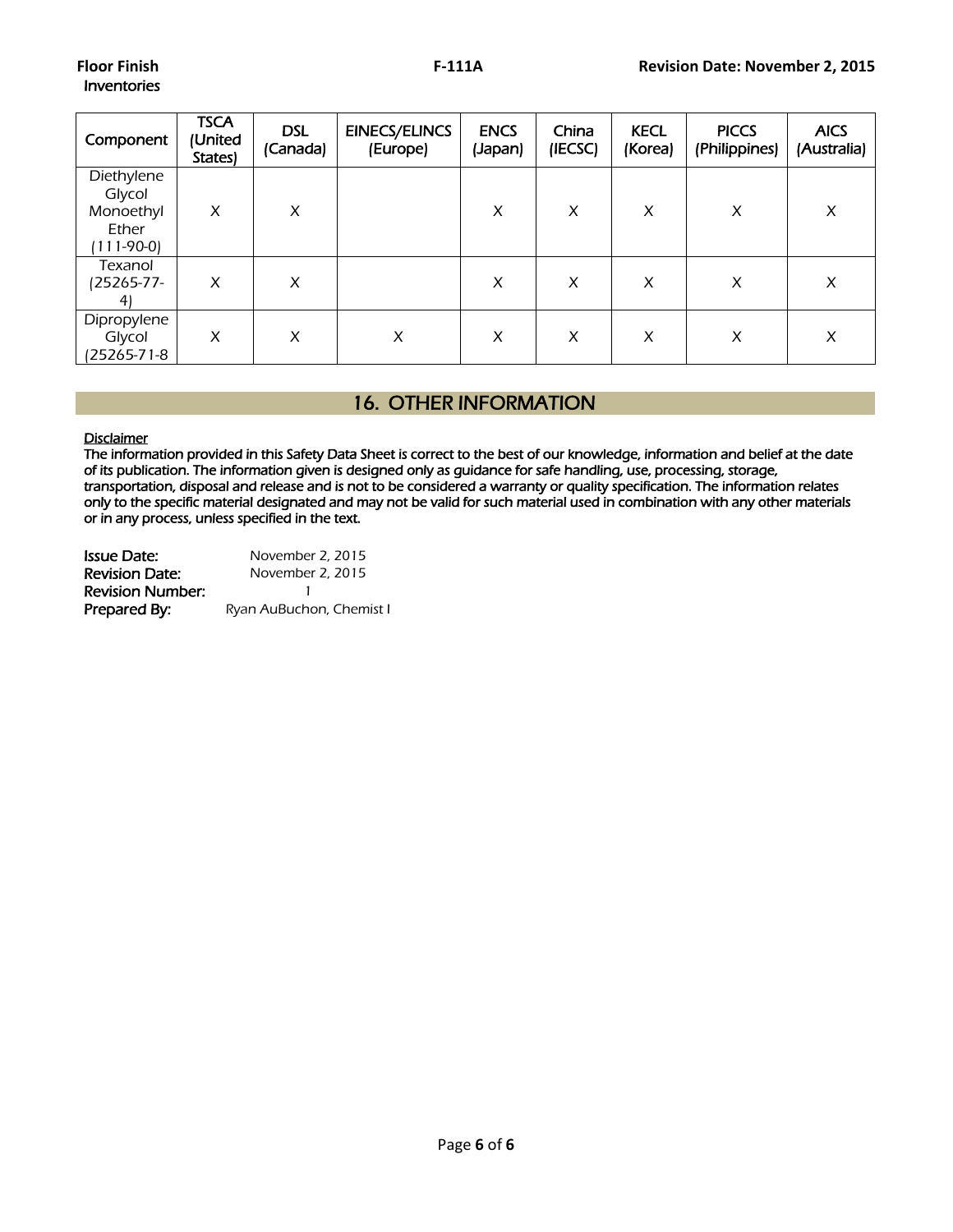Inventories

| Component | TSCA (United States) | DSL (Canada) | EINECS/ELINCS (Europe) | ENCS (Japan) | China (IECSC) | KECL (Korea) | PICCS (Philippines) | AICS (Australia) |
|---|---|---|---|---|---|---|---|---|
| Diethylene Glycol Monoethyl Ether (111-90-0) | X | X | | X | X | X | X | X |
| Texanol (25265-77-4) | X | X | | X | X | X | X | X |
| Dipropylene Glycol (25265-71-8 | X | X | X | X | X | X | X | X |

## 16. OTHER INFORMATION

<u>Disclaimer</u>

The information provided in this Safety Data Sheet is correct to the best of our knowledge, information and belief at the date of its publication. The information given is designed only as guidance for safe handling, use, processing, storage, transportation, disposal and release and is not to be considered a warranty or quality specification. The information relates only to the specific material designated and may not be valid for such material used in combination with any other materials or in any process, unless specified in the text.

**Issue Date:** November 2, 2015
**Revision Date:** November 2, 2015
**Revision Number:** 1
**Prepared By:** Ryan AuBuchon, Chemist I